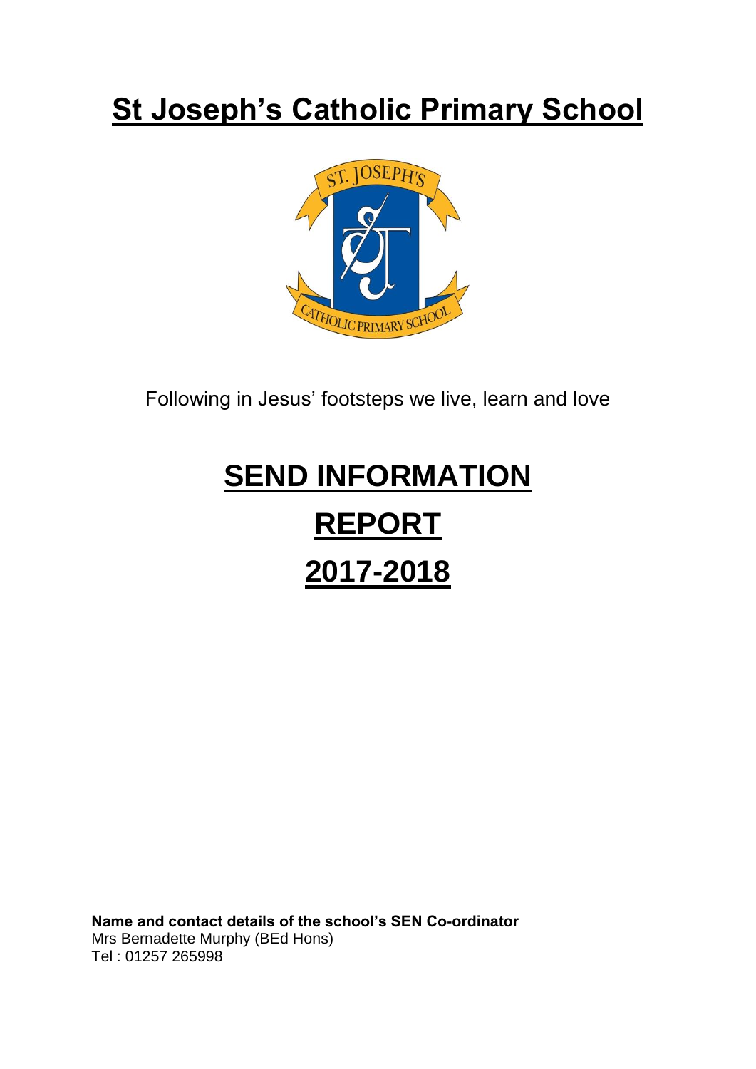# St Joseph's Catholic Primary School

Following in Jesus' footsteps we live, learn and love

# SEND INFORMATION REPORT 2017-2018

**Name and contact details of the school's SEN Co-ordinator**
Mrs Bernadette Murphy (BEd Hons)
Tel : 01257 265998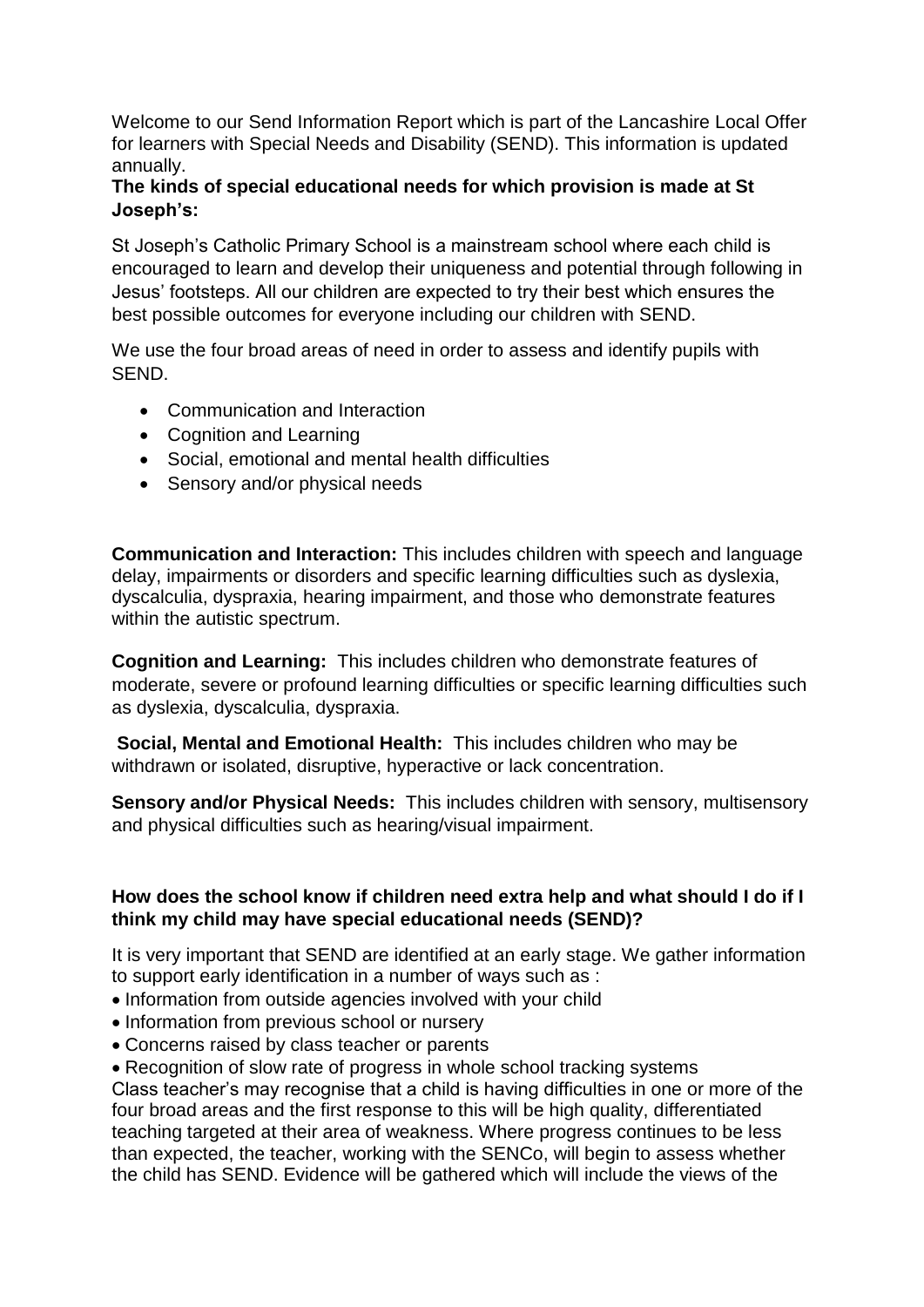Welcome to our Send Information Report which is part of the Lancashire Local Offer for learners with Special Needs and Disability (SEND). This information is updated annually.

**The kinds of special educational needs for which provision is made at St Joseph's:**

St Joseph's Catholic Primary School is a mainstream school where each child is encouraged to learn and develop their uniqueness and potential through following in Jesus' footsteps. All our children are expected to try their best which ensures the best possible outcomes for everyone including our children with SEND.

We use the four broad areas of need in order to assess and identify pupils with SEND.

- Communication and Interaction
- Cognition and Learning
- Social, emotional and mental health difficulties
- Sensory and/or physical needs

**Communication and Interaction:** This includes children with speech and language delay, impairments or disorders and specific learning difficulties such as dyslexia, dyscalculia, dyspraxia, hearing impairment, and those who demonstrate features within the autistic spectrum.

**Cognition and Learning:** This includes children who demonstrate features of moderate, severe or profound learning difficulties or specific learning difficulties such as dyslexia, dyscalculia, dyspraxia.

**Social, Mental and Emotional Health:** This includes children who may be withdrawn or isolated, disruptive, hyperactive or lack concentration.

**Sensory and/or Physical Needs:** This includes children with sensory, multisensory and physical difficulties such as hearing/visual impairment.

**How does the school know if children need extra help and what should I do if I think my child may have special educational needs (SEND)?**

It is very important that SEND are identified at an early stage. We gather information to support early identification in a number of ways such as :

- Information from outside agencies involved with your child
- Information from previous school or nursery
- Concerns raised by class teacher or parents
- Recognition of slow rate of progress in whole school tracking systems

Class teacher's may recognise that a child is having difficulties in one or more of the four broad areas and the first response to this will be high quality, differentiated teaching targeted at their area of weakness. Where progress continues to be less than expected, the teacher, working with the SENCo, will begin to assess whether the child has SEND. Evidence will be gathered which will include the views of the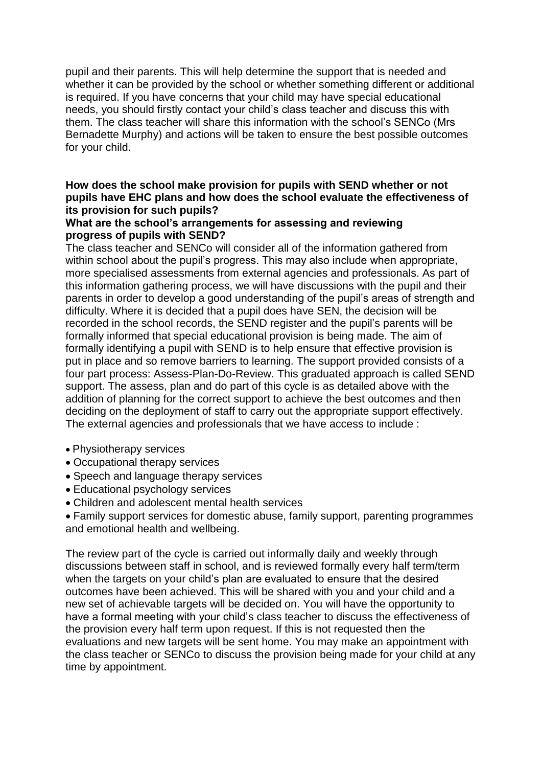pupil and their parents. This will help determine the support that is needed and whether it can be provided by the school or whether something different or additional is required. If you have concerns that your child may have special educational needs, you should firstly contact your child's class teacher and discuss this with them. The class teacher will share this information with the school's SENCo (Mrs Bernadette Murphy) and actions will be taken to ensure the best possible outcomes for your child.

**How does the school make provision for pupils with SEND whether or not pupils have EHC plans and how does the school evaluate the effectiveness of its provision for such pupils?**

**What are the school's arrangements for assessing and reviewing progress of pupils with SEND?**

The class teacher and SENCo will consider all of the information gathered from within school about the pupil's progress. This may also include when appropriate, more specialised assessments from external agencies and professionals. As part of this information gathering process, we will have discussions with the pupil and their parents in order to develop a good understanding of the pupil's areas of strength and difficulty. Where it is decided that a pupil does have SEN, the decision will be recorded in the school records, the SEND register and the pupil's parents will be formally informed that special educational provision is being made. The aim of formally identifying a pupil with SEND is to help ensure that effective provision is put in place and so remove barriers to learning. The support provided consists of a four part process: Assess-Plan-Do-Review. This graduated approach is called SEND support. The assess, plan and do part of this cycle is as detailed above with the addition of planning for the correct support to achieve the best outcomes and then deciding on the deployment of staff to carry out the appropriate support effectively. The external agencies and professionals that we have access to include :

- Physiotherapy services
- Occupational therapy services
- Speech and language therapy services
- Educational psychology services
- Children and adolescent mental health services
- Family support services for domestic abuse, family support, parenting programmes and emotional health and wellbeing.

The review part of the cycle is carried out informally daily and weekly through discussions between staff in school, and is reviewed formally every half term/term when the targets on your child's plan are evaluated to ensure that the desired outcomes have been achieved. This will be shared with you and your child and a new set of achievable targets will be decided on. You will have the opportunity to have a formal meeting with your child's class teacher to discuss the effectiveness of the provision every half term upon request. If this is not requested then the evaluations and new targets will be sent home. You may make an appointment with the class teacher or SENCo to discuss the provision being made for your child at any time by appointment.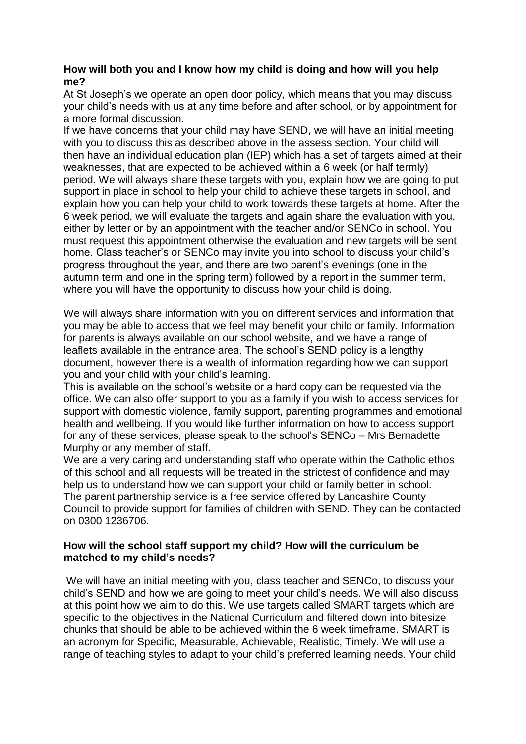**How will both you and I know how my child is doing and how will you help me?**

At St Joseph's we operate an open door policy, which means that you may discuss your child's needs with us at any time before and after school, or by appointment for a more formal discussion.

If we have concerns that your child may have SEND, we will have an initial meeting with you to discuss this as described above in the assess section. Your child will then have an individual education plan (IEP) which has a set of targets aimed at their weaknesses, that are expected to be achieved within a 6 week (or half termly) period. We will always share these targets with you, explain how we are going to put support in place in school to help your child to achieve these targets in school, and explain how you can help your child to work towards these targets at home. After the 6 week period, we will evaluate the targets and again share the evaluation with you, either by letter or by an appointment with the teacher and/or SENCo in school. You must request this appointment otherwise the evaluation and new targets will be sent home. Class teacher's or SENCo may invite you into school to discuss your child's progress throughout the year, and there are two parent's evenings (one in the autumn term and one in the spring term) followed by a report in the summer term, where you will have the opportunity to discuss how your child is doing.

We will always share information with you on different services and information that you may be able to access that we feel may benefit your child or family. Information for parents is always available on our school website, and we have a range of leaflets available in the entrance area. The school's SEND policy is a lengthy document, however there is a wealth of information regarding how we can support you and your child with your child's learning.

This is available on the school's website or a hard copy can be requested via the office. We can also offer support to you as a family if you wish to access services for support with domestic violence, family support, parenting programmes and emotional health and wellbeing. If you would like further information on how to access support for any of these services, please speak to the school's SENCo – Mrs Bernadette Murphy or any member of staff.

We are a very caring and understanding staff who operate within the Catholic ethos of this school and all requests will be treated in the strictest of confidence and may help us to understand how we can support your child or family better in school.

The parent partnership service is a free service offered by Lancashire County Council to provide support for families of children with SEND. They can be contacted on 0300 1236706.

**How will the school staff support my child? How will the curriculum be matched to my child's needs?**

We will have an initial meeting with you, class teacher and SENCo, to discuss your child's SEND and how we are going to meet your child's needs. We will also discuss at this point how we aim to do this. We use targets called SMART targets which are specific to the objectives in the National Curriculum and filtered down into bitesize chunks that should be able to be achieved within the 6 week timeframe. SMART is an acronym for Specific, Measurable, Achievable, Realistic, Timely. We will use a range of teaching styles to adapt to your child's preferred learning needs. Your child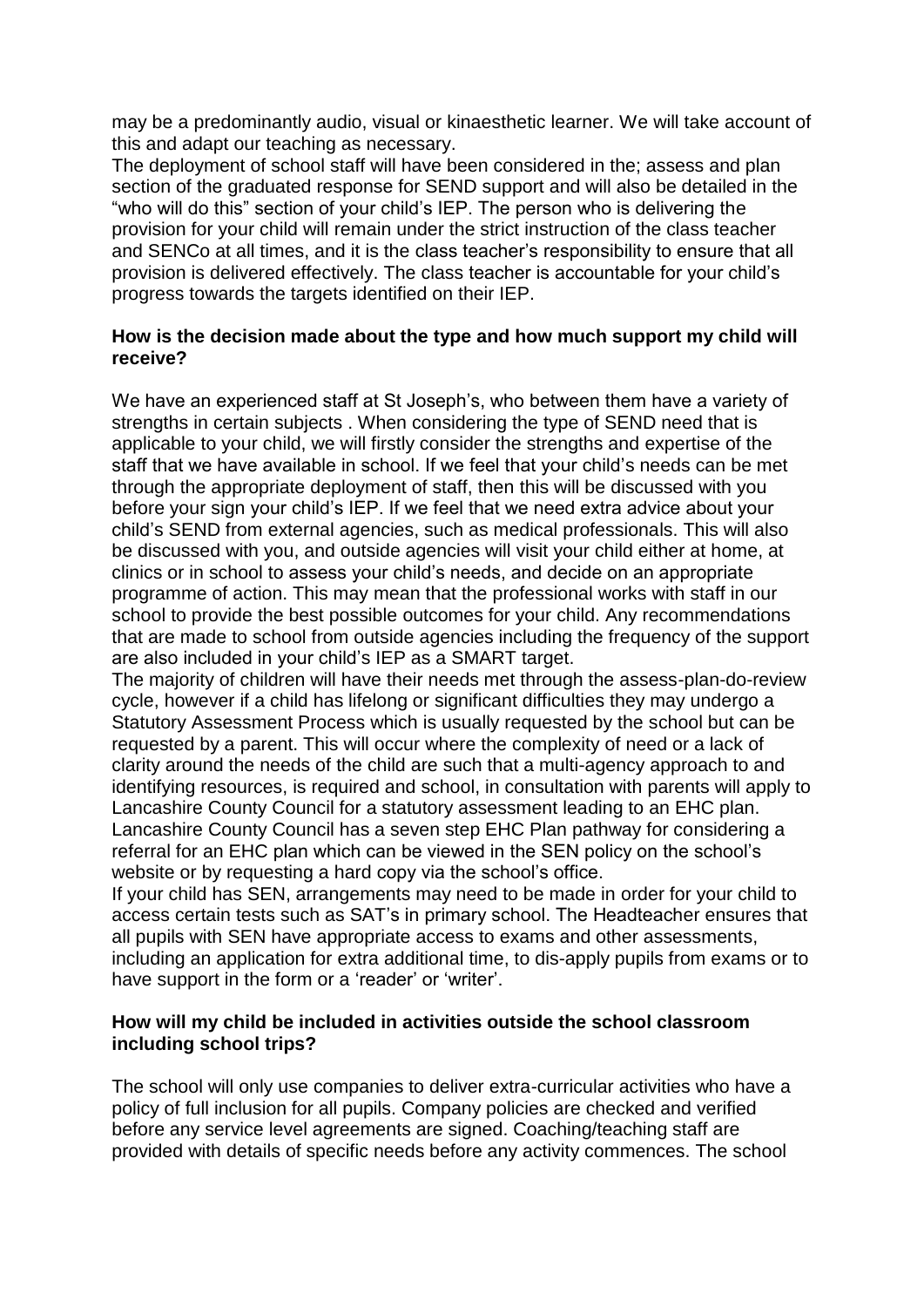may be a predominantly audio, visual or kinaesthetic learner. We will take account of this and adapt our teaching as necessary.

The deployment of school staff will have been considered in the; assess and plan section of the graduated response for SEND support and will also be detailed in the "who will do this" section of your child's IEP. The person who is delivering the provision for your child will remain under the strict instruction of the class teacher and SENCo at all times, and it is the class teacher's responsibility to ensure that all provision is delivered effectively. The class teacher is accountable for your child's progress towards the targets identified on their IEP.

**How is the decision made about the type and how much support my child will receive?**

We have an experienced staff at St Joseph's, who between them have a variety of strengths in certain subjects . When considering the type of SEND need that is applicable to your child, we will firstly consider the strengths and expertise of the staff that we have available in school. If we feel that your child's needs can be met through the appropriate deployment of staff, then this will be discussed with you before your sign your child's IEP. If we feel that we need extra advice about your child's SEND from external agencies, such as medical professionals. This will also be discussed with you, and outside agencies will visit your child either at home, at clinics or in school to assess your child's needs, and decide on an appropriate programme of action. This may mean that the professional works with staff in our school to provide the best possible outcomes for your child. Any recommendations that are made to school from outside agencies including the frequency of the support are also included in your child's IEP as a SMART target.

The majority of children will have their needs met through the assess-plan-do-review cycle, however if a child has lifelong or significant difficulties they may undergo a Statutory Assessment Process which is usually requested by the school but can be requested by a parent. This will occur where the complexity of need or a lack of clarity around the needs of the child are such that a multi-agency approach to and identifying resources, is required and school, in consultation with parents will apply to Lancashire County Council for a statutory assessment leading to an EHC plan. Lancashire County Council has a seven step EHC Plan pathway for considering a referral for an EHC plan which can be viewed in the SEN policy on the school's website or by requesting a hard copy via the school's office.

If your child has SEN, arrangements may need to be made in order for your child to access certain tests such as SAT's in primary school. The Headteacher ensures that all pupils with SEN have appropriate access to exams and other assessments, including an application for extra additional time, to dis-apply pupils from exams or to have support in the form or a 'reader' or 'writer'.

**How will my child be included in activities outside the school classroom including school trips?**

The school will only use companies to deliver extra-curricular activities who have a policy of full inclusion for all pupils. Company policies are checked and verified before any service level agreements are signed. Coaching/teaching staff are provided with details of specific needs before any activity commences. The school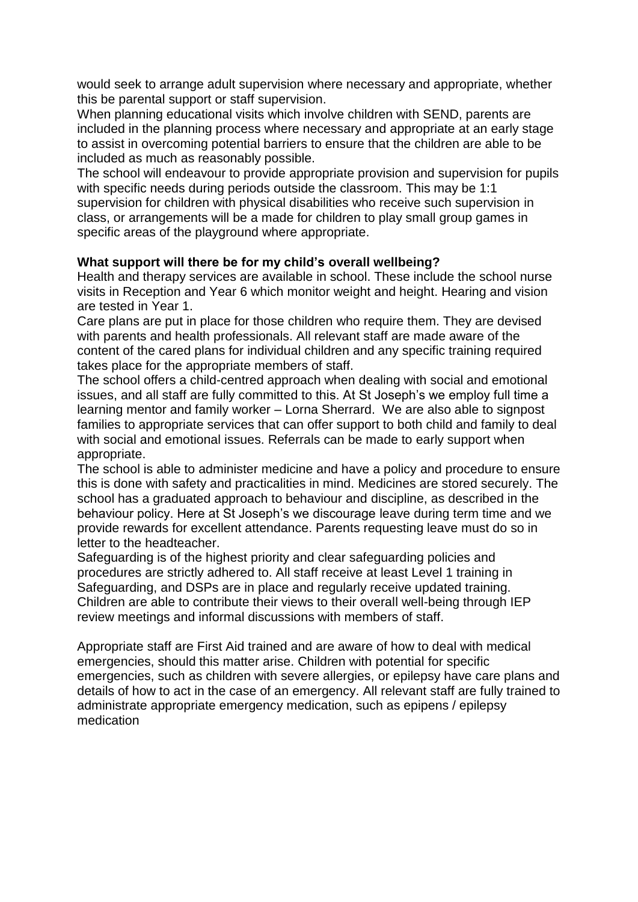would seek to arrange adult supervision where necessary and appropriate, whether this be parental support or staff supervision.

When planning educational visits which involve children with SEND, parents are included in the planning process where necessary and appropriate at an early stage to assist in overcoming potential barriers to ensure that the children are able to be included as much as reasonably possible.

The school will endeavour to provide appropriate provision and supervision for pupils with specific needs during periods outside the classroom. This may be 1:1 supervision for children with physical disabilities who receive such supervision in class, or arrangements will be a made for children to play small group games in specific areas of the playground where appropriate.

**What support will there be for my child's overall wellbeing?**

Health and therapy services are available in school. These include the school nurse visits in Reception and Year 6 which monitor weight and height. Hearing and vision are tested in Year 1.

Care plans are put in place for those children who require them. They are devised with parents and health professionals. All relevant staff are made aware of the content of the cared plans for individual children and any specific training required takes place for the appropriate members of staff.

The school offers a child-centred approach when dealing with social and emotional issues, and all staff are fully committed to this. At St Joseph's we employ full time a learning mentor and family worker – Lorna Sherrard. We are also able to signpost families to appropriate services that can offer support to both child and family to deal with social and emotional issues. Referrals can be made to early support when appropriate.

The school is able to administer medicine and have a policy and procedure to ensure this is done with safety and practicalities in mind. Medicines are stored securely. The school has a graduated approach to behaviour and discipline, as described in the behaviour policy. Here at St Joseph's we discourage leave during term time and we provide rewards for excellent attendance. Parents requesting leave must do so in letter to the headteacher.

Safeguarding is of the highest priority and clear safeguarding policies and procedures are strictly adhered to. All staff receive at least Level 1 training in Safeguarding, and DSPs are in place and regularly receive updated training.

Children are able to contribute their views to their overall well-being through IEP review meetings and informal discussions with members of staff.

Appropriate staff are First Aid trained and are aware of how to deal with medical emergencies, should this matter arise. Children with potential for specific emergencies, such as children with severe allergies, or epilepsy have care plans and details of how to act in the case of an emergency. All relevant staff are fully trained to administrate appropriate emergency medication, such as epipens / epilepsy medication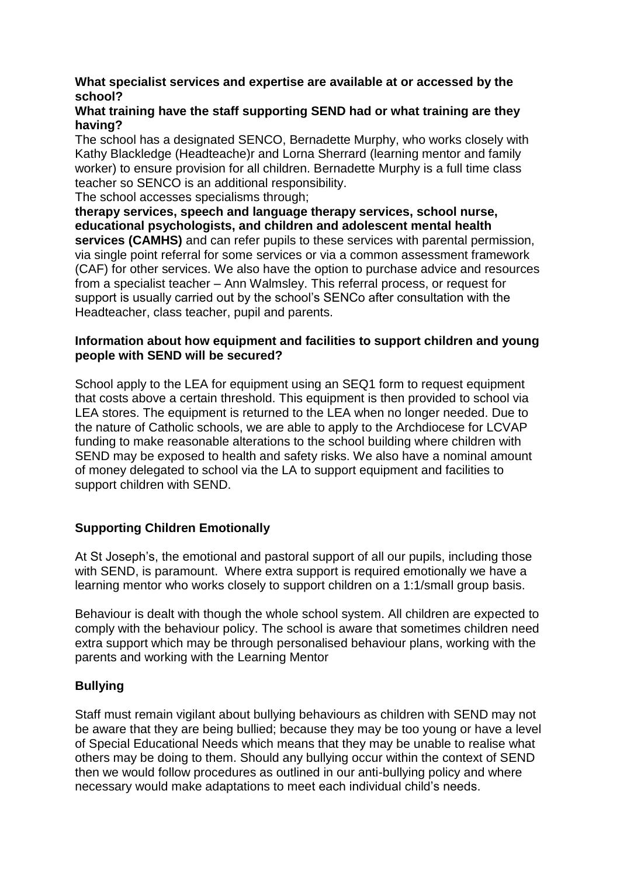**What specialist services and expertise are available at or accessed by the school?**

**What training have the staff supporting SEND had or what training are they having?**

The school has a designated SENCO, Bernadette Murphy, who works closely with Kathy Blackledge (Headteache)r and Lorna Sherrard (learning mentor and family worker) to ensure provision for all children. Bernadette Murphy is a full time class teacher so SENCO is an additional responsibility.

The school accesses specialisms through;

**therapy services, speech and language therapy services, school nurse, educational psychologists, and children and adolescent mental health services (CAMHS)** and can refer pupils to these services with parental permission, via single point referral for some services or via a common assessment framework (CAF) for other services. We also have the option to purchase advice and resources from a specialist teacher – Ann Walmsley. This referral process, or request for support is usually carried out by the school's SENCo after consultation with the Headteacher, class teacher, pupil and parents.

**Information about how equipment and facilities to support children and young people with SEND will be secured?**

School apply to the LEA for equipment using an SEQ1 form to request equipment that costs above a certain threshold. This equipment is then provided to school via LEA stores. The equipment is returned to the LEA when no longer needed. Due to the nature of Catholic schools, we are able to apply to the Archdiocese for LCVAP funding to make reasonable alterations to the school building where children with SEND may be exposed to health and safety risks. We also have a nominal amount of money delegated to school via the LA to support equipment and facilities to support children with SEND.

## Supporting Children Emotionally

At St Joseph's, the emotional and pastoral support of all our pupils, including those with SEND, is paramount. Where extra support is required emotionally we have a learning mentor who works closely to support children on a 1:1/small group basis.

Behaviour is dealt with though the whole school system. All children are expected to comply with the behaviour policy. The school is aware that sometimes children need extra support which may be through personalised behaviour plans, working with the parents and working with the Learning Mentor

## Bullying

Staff must remain vigilant about bullying behaviours as children with SEND may not be aware that they are being bullied; because they may be too young or have a level of Special Educational Needs which means that they may be unable to realise what others may be doing to them. Should any bullying occur within the context of SEND then we would follow procedures as outlined in our anti-bullying policy and where necessary would make adaptations to meet each individual child's needs.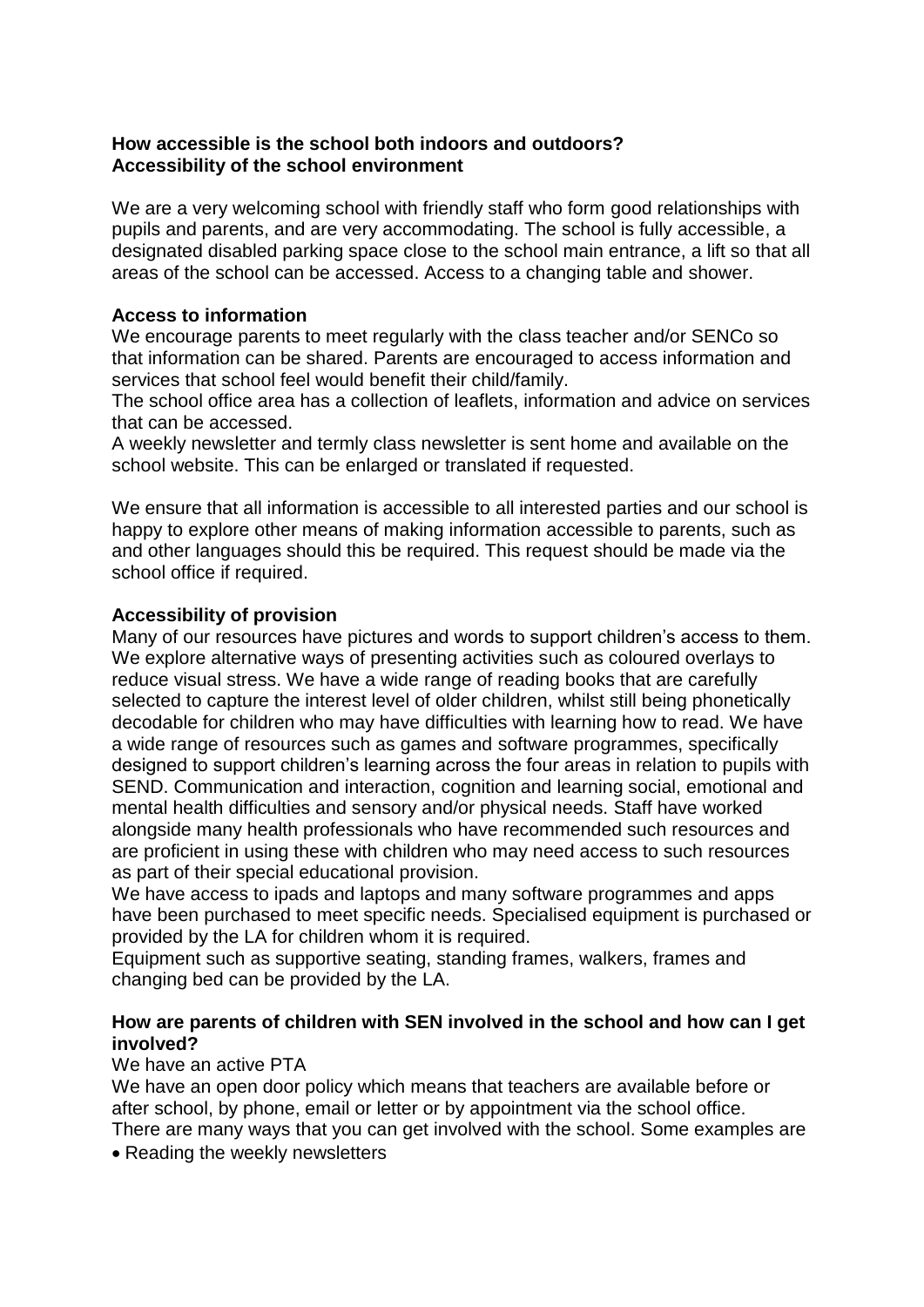**How accessible is the school both indoors and outdoors?**
**Accessibility of the school environment**

We are a very welcoming school with friendly staff who form good relationships with pupils and parents, and are very accommodating. The school is fully accessible, a designated disabled parking space close to the school main entrance, a lift so that all areas of the school can be accessed. Access to a changing table and shower.

**Access to information**

We encourage parents to meet regularly with the class teacher and/or SENCo so that information can be shared. Parents are encouraged to access information and services that school feel would benefit their child/family.

The school office area has a collection of leaflets, information and advice on services that can be accessed.

A weekly newsletter and termly class newsletter is sent home and available on the school website. This can be enlarged or translated if requested.

We ensure that all information is accessible to all interested parties and our school is happy to explore other means of making information accessible to parents, such as and other languages should this be required. This request should be made via the school office if required.

**Accessibility of provision**

Many of our resources have pictures and words to support children's access to them. We explore alternative ways of presenting activities such as coloured overlays to reduce visual stress. We have a wide range of reading books that are carefully selected to capture the interest level of older children, whilst still being phonetically decodable for children who may have difficulties with learning how to read. We have a wide range of resources such as games and software programmes, specifically designed to support children's learning across the four areas in relation to pupils with SEND. Communication and interaction, cognition and learning social, emotional and mental health difficulties and sensory and/or physical needs. Staff have worked alongside many health professionals who have recommended such resources and are proficient in using these with children who may need access to such resources as part of their special educational provision.

We have access to ipads and laptops and many software programmes and apps have been purchased to meet specific needs. Specialised equipment is purchased or provided by the LA for children whom it is required.

Equipment such as supportive seating, standing frames, walkers, frames and changing bed can be provided by the LA.

**How are parents of children with SEN involved in the school and how can I get involved?**

We have an active PTA

We have an open door policy which means that teachers are available before or after school, by phone, email or letter or by appointment via the school office.

There are many ways that you can get involved with the school. Some examples are

- Reading the weekly newsletters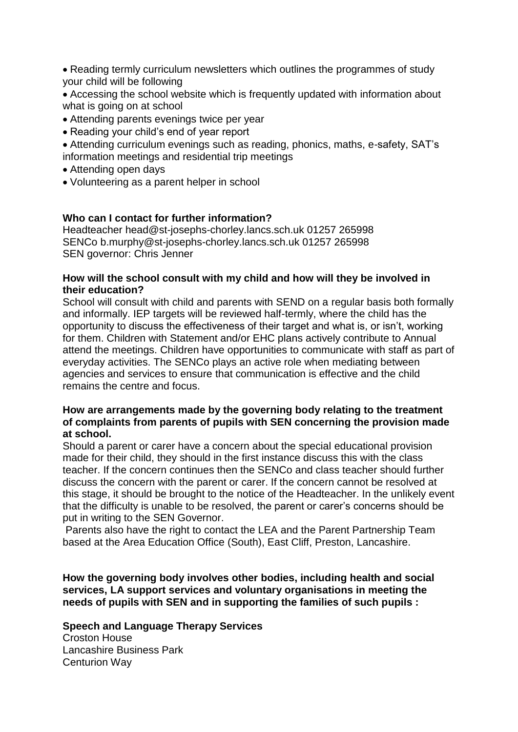- Reading termly curriculum newsletters which outlines the programmes of study your child will be following
- Accessing the school website which is frequently updated with information about what is going on at school
- Attending parents evenings twice per year
- Reading your child's end of year report
- Attending curriculum evenings such as reading, phonics, maths, e-safety, SAT's information meetings and residential trip meetings
- Attending open days
- Volunteering as a parent helper in school

**Who can I contact for further information?**

Headteacher head@st-josephs-chorley.lancs.sch.uk 01257 265998
SENCo b.murphy@st-josephs-chorley.lancs.sch.uk 01257 265998
SEN governor: Chris Jenner

**How will the school consult with my child and how will they be involved in their education?**

School will consult with child and parents with SEND on a regular basis both formally and informally. IEP targets will be reviewed half-termly, where the child has the opportunity to discuss the effectiveness of their target and what is, or isn't, working for them. Children with Statement and/or EHC plans actively contribute to Annual attend the meetings. Children have opportunities to communicate with staff as part of everyday activities. The SENCo plays an active role when mediating between agencies and services to ensure that communication is effective and the child remains the centre and focus.

**How are arrangements made by the governing body relating to the treatment of complaints from parents of pupils with SEN concerning the provision made at school.**

Should a parent or carer have a concern about the special educational provision made for their child, they should in the first instance discuss this with the class teacher. If the concern continues then the SENCo and class teacher should further discuss the concern with the parent or carer. If the concern cannot be resolved at this stage, it should be brought to the notice of the Headteacher. In the unlikely event that the difficulty is unable to be resolved, the parent or carer's concerns should be put in writing to the SEN Governor.

Parents also have the right to contact the LEA and the Parent Partnership Team based at the Area Education Office (South), East Cliff, Preston, Lancashire.

**How the governing body involves other bodies, including health and social services, LA support services and voluntary organisations in meeting the needs of pupils with SEN and in supporting the families of such pupils :**

**Speech and Language Therapy Services**
Croston House
Lancashire Business Park
Centurion Way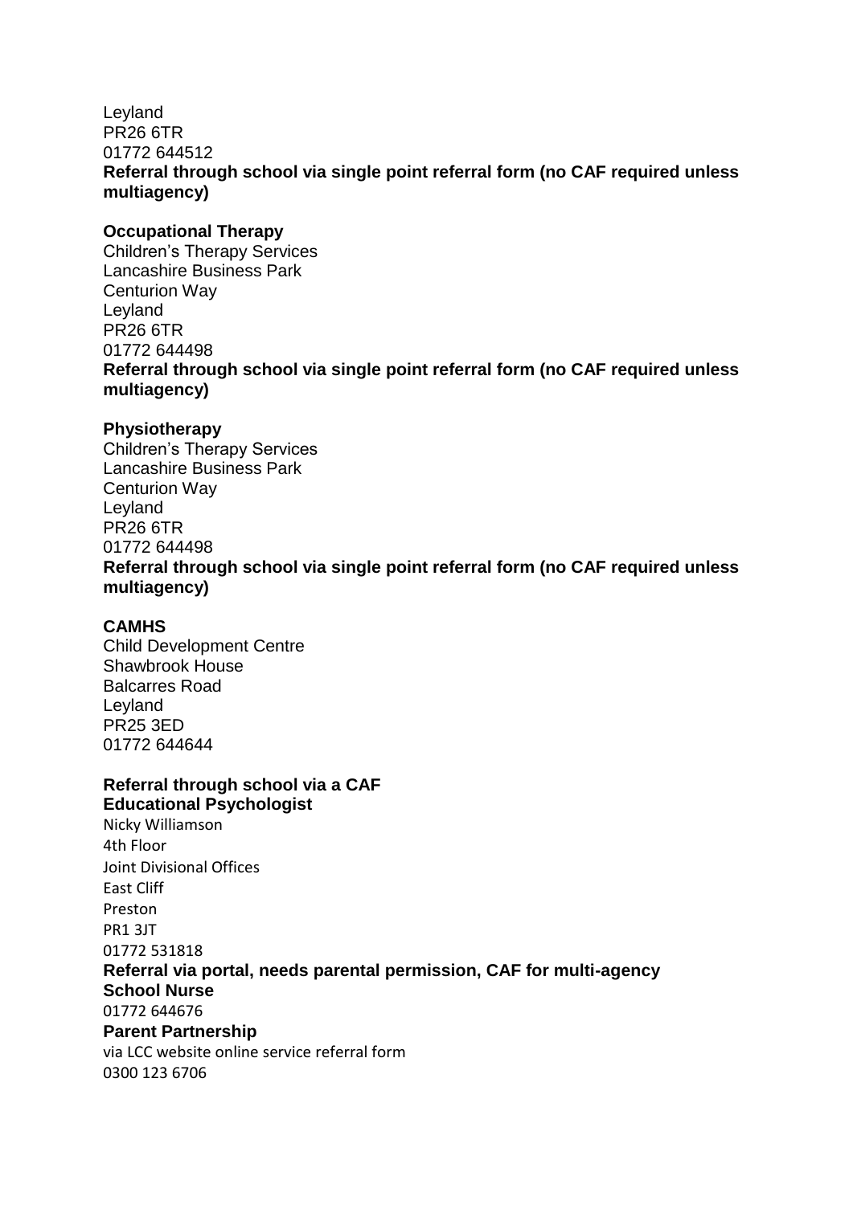Leyland
PR26 6TR
01772 644512
**Referral through school via single point referral form (no CAF required unless multiagency)**

**Occupational Therapy**
Children's Therapy Services
Lancashire Business Park
Centurion Way
Leyland
PR26 6TR
01772 644498
**Referral through school via single point referral form (no CAF required unless multiagency)**

**Physiotherapy**
Children's Therapy Services
Lancashire Business Park
Centurion Way
Leyland
PR26 6TR
01772 644498
**Referral through school via single point referral form (no CAF required unless multiagency)**

**CAMHS**
Child Development Centre
Shawbrook House
Balcarres Road
Leyland
PR25 3ED
01772 644644

**Referral through school via a CAF**
**Educational Psychologist**
Nicky Williamson
4th Floor
Joint Divisional Offices
East Cliff
Preston
PR1 3JT
01772 531818
**Referral via portal, needs parental permission, CAF for multi-agency**
**School Nurse**
01772 644676
**Parent Partnership**
via LCC website online service referral form
0300 123 6706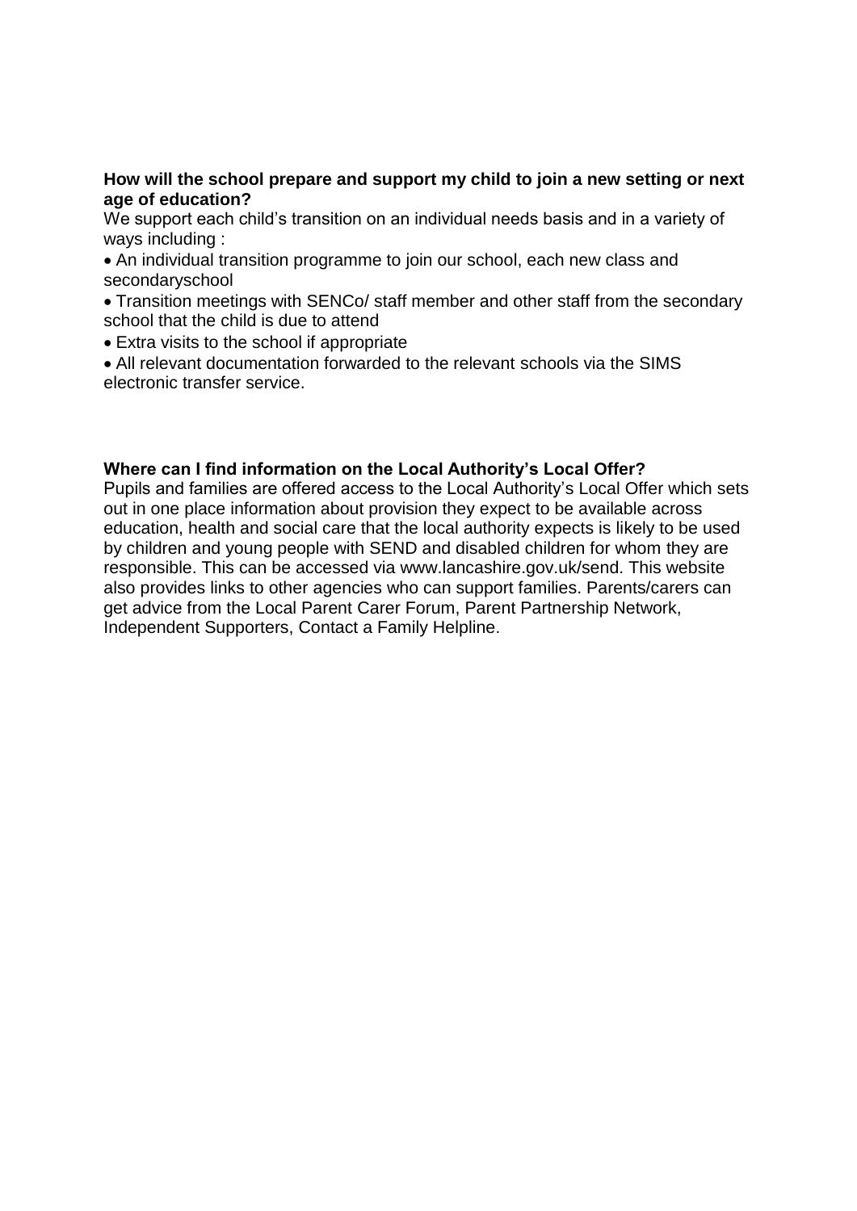**How will the school prepare and support my child to join a new setting or next age of education?**

We support each child's transition on an individual needs basis and in a variety of ways including :

- An individual transition programme to join our school, each new class and secondaryschool
- Transition meetings with SENCo/ staff member and other staff from the secondary school that the child is due to attend
- Extra visits to the school if appropriate
- All relevant documentation forwarded to the relevant schools via the SIMS electronic transfer service.

**Where can I find information on the Local Authority's Local Offer?**

Pupils and families are offered access to the Local Authority's Local Offer which sets out in one place information about provision they expect to be available across education, health and social care that the local authority expects is likely to be used by children and young people with SEND and disabled children for whom they are responsible. This can be accessed via www.lancashire.gov.uk/send. This website also provides links to other agencies who can support families. Parents/carers can get advice from the Local Parent Carer Forum, Parent Partnership Network, Independent Supporters, Contact a Family Helpline.